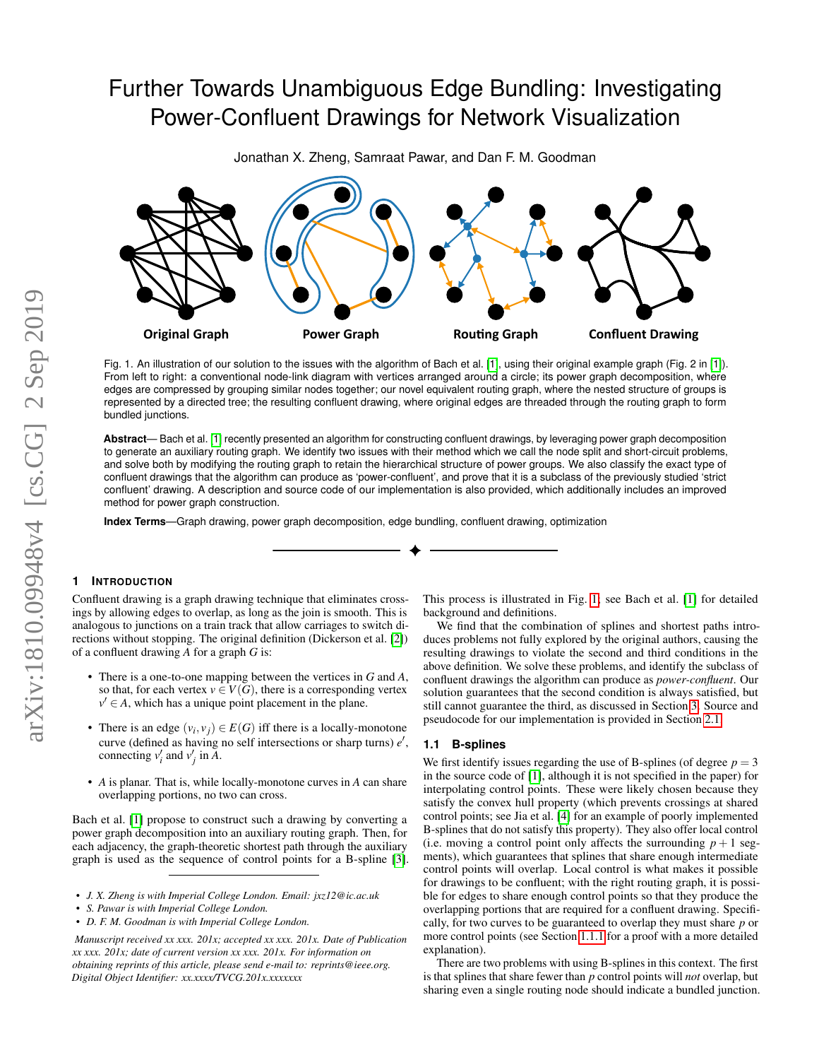# Further Towards Unambiguous Edge Bundling: Investigating Power-Confluent Drawings for Network Visualization

Jonathan X. Zheng, Samraat Pawar, and Dan F. M. Goodman

Original Graph — Power Graph — Routing Graph — Confluent Drawing

Fig. 1. An illustration of our solution to the issues with the algorithm of Bach et al. [1], using their original example graph (Fig. 2 in [1]). From left to right: a conventional node-link diagram with vertices arranged around a circle; its power graph decomposition, where edges are compressed by grouping similar nodes together; our novel equivalent routing graph, where the nested structure of groups is represented by a directed tree; the resulting confluent drawing, where original edges are threaded through the routing graph to form bundled junctions.

**Abstract**— Bach et al. [1] recently presented an algorithm for constructing confluent drawings, by leveraging power graph decomposition to generate an auxiliary routing graph. We identify two issues with their method which we call the node split and short-circuit problems, and solve both by modifying the routing graph to retain the hierarchical structure of power groups. We also classify the exact type of confluent drawings that the algorithm can produce as 'power-confluent', and prove that it is a subclass of the previously studied 'strict confluent' drawing. A description and source code of our implementation is also provided, which additionally includes an improved method for power graph construction.

**Index Terms**—Graph drawing, power graph decomposition, edge bundling, confluent drawing, optimization

## 1 Introduction

Confluent drawing is a graph drawing technique that eliminates crossings by allowing edges to overlap, as long as the join is smooth. This is analogous to junctions on a train track that allow carriages to switch directions without stopping. The original definition (Dickerson et al. [2]) of a confluent drawing $A$ for a graph $G$ is:

- There is a one-to-one mapping between the vertices in $G$ and $A$, so that, for each vertex $v \in V(G)$, there is a corresponding vertex $v' \in A$, which has a unique point placement in the plane.
- There is an edge $(v_i, v_j) \in E(G)$ iff there is a locally-monotone curve (defined as having no self intersections or sharp turns) $e'$, connecting $v'_i$ and $v'_j$ in $A$.
- $A$ is planar. That is, while locally-monotone curves in $A$ can share overlapping portions, no two can cross.

Bach et al. [1] propose to construct such a drawing by converting a power graph decomposition into an auxiliary routing graph. Then, for each adjacency, the graph-theoretic shortest path through the auxiliary graph is used as the sequence of control points for a B-spline [3]. This process is illustrated in Fig. 1, see Bach et al. [1] for detailed background and definitions.

We find that the combination of splines and shortest paths introduces problems not fully explored by the original authors, causing the resulting drawings to violate the second and third conditions in the above definition. We solve these problems, and identify the subclass of confluent drawings the algorithm can produce as *power-confluent*. Our solution guarantees that the second condition is always satisfied, but still cannot guarantee the third, as discussed in Section 3. Source and pseudocode for our implementation is provided in Section 2.1.

- *J. X. Zheng is with Imperial College London. Email: jxz12@ic.ac.uk*
- *S. Pawar is with Imperial College London.*
- *D. F. M. Goodman is with Imperial College London.*

*Manuscript received xx xxx. 201x; accepted xx xxx. 201x. Date of Publication xx xxx. 201x; date of current version xx xxx. 201x. For information on obtaining reprints of this article, please send e-mail to: reprints@ieee.org. Digital Object Identifier: xx.xxxx/TVCG.201x.xxxxxxx*

### 1.1 B-splines

We first identify issues regarding the use of B-splines (of degree $p = 3$ in the source code of [1], although it is not specified in the paper) for interpolating control points. These were likely chosen because they satisfy the convex hull property (which prevents crossings at shared control points; see Jia et al. [4] for an example of poorly implemented B-splines that do not satisfy this property). They also offer local control (i.e. moving a control point only affects the surrounding $p+1$ segments), which guarantees that splines that share enough intermediate control points will overlap. Local control is what makes it possible for drawings to be confluent; with the right routing graph, it is possible for edges to share enough control points so that they produce the overlapping portions that are required for a confluent drawing. Specifically, for two curves to be guaranteed to overlap they must share $p$ or more control points (see Section 1.1.1 for a proof with a more detailed explanation).

There are two problems with using B-splines in this context. The first is that splines that share fewer than $p$ control points will *not* overlap, but sharing even a single routing node should indicate a bundled junction.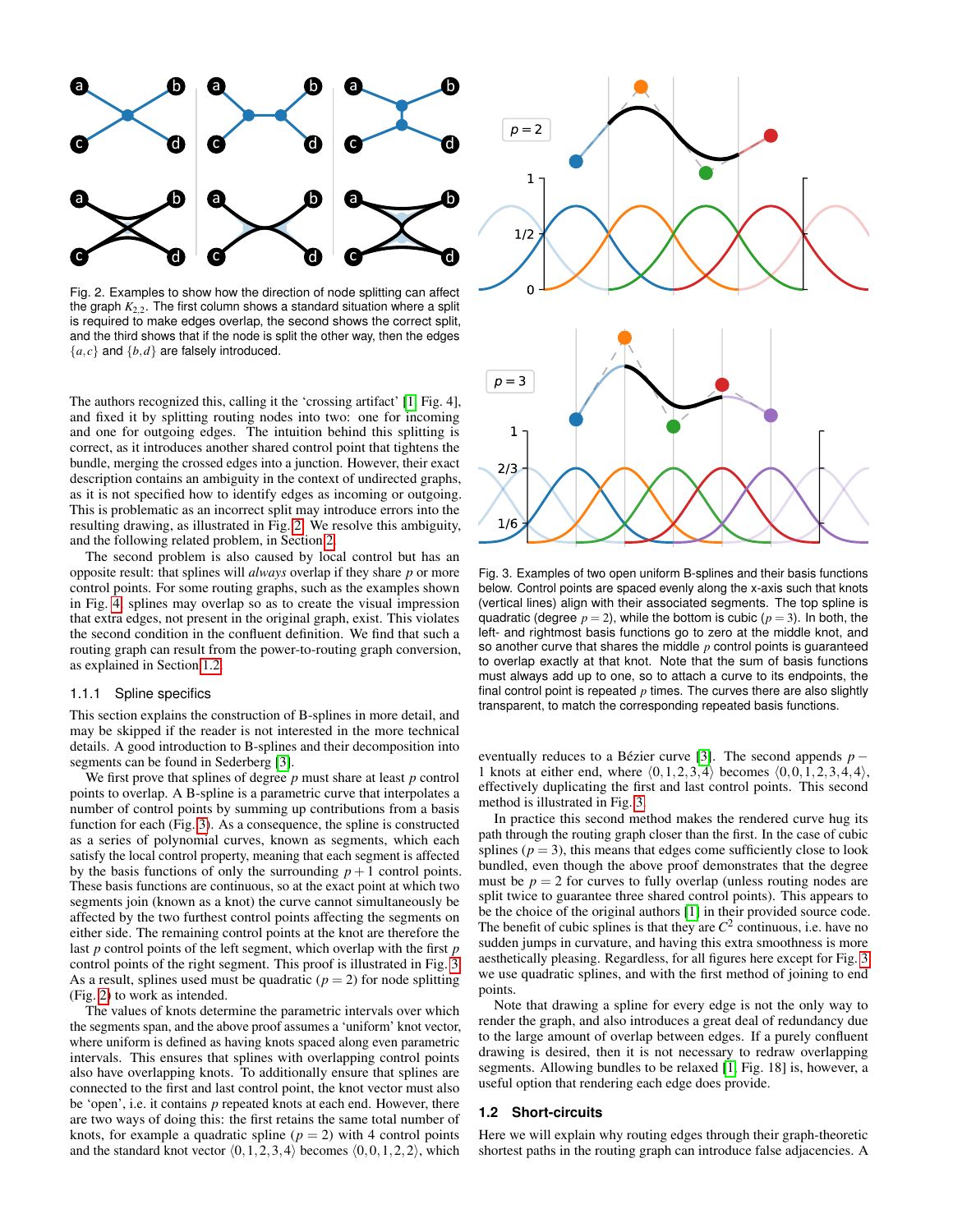Fig. 2. Examples to show how the direction of node splitting can affect the graph $K_{2,2}$. The first column shows a standard situation where a split is required to make edges overlap, the second shows the correct split, and the third shows that if the node is split the other way, then the edges $\{a,c\}$ and $\{b,d\}$ are falsely introduced.

The authors recognized this, calling it the 'crossing artifact' [1, Fig. 4], and fixed it by splitting routing nodes into two: one for incoming and one for outgoing edges. The intuition behind this splitting is correct, as it introduces another shared control point that tightens the bundle, merging the crossed edges into a junction. However, their exact description contains an ambiguity in the context of undirected graphs, as it is not specified how to identify edges as incoming or outgoing. This is problematic as an incorrect split may introduce errors into the resulting drawing, as illustrated in Fig. 2. We resolve this ambiguity, and the following related problem, in Section 2.

The second problem is also caused by local control but has an opposite result: that splines will *always* overlap if they share $p$ or more control points. For some routing graphs, such as the examples shown in Fig. 4, splines may overlap so as to create the visual impression that extra edges, not present in the original graph, exist. This violates the second condition in the confluent definition. We find that such a routing graph can result from the power-to-routing graph conversion, as explained in Section 1.2.

### 1.1.1 Spline specifics

This section explains the construction of B-splines in more detail, and may be skipped if the reader is not interested in the more technical details. A good introduction to B-splines and their decomposition into segments can be found in Sederberg [3].

We first prove that splines of degree $p$ must share at least $p$ control points to overlap. A B-spline is a parametric curve that interpolates a number of control points by summing up contributions from a basis function for each (Fig. 3). As a consequence, the spline is constructed as a series of polynomial curves, known as segments, which each satisfy the local control property, meaning that each segment is affected by the basis functions of only the surrounding $p+1$ control points. These basis functions are continuous, so at the exact point at which two segments join (known as a knot) the curve cannot simultaneously be affected by the two furthest control points affecting the segments on either side. The remaining control points at the knot are therefore the last $p$ control points of the left segment, which overlap with the first $p$ control points of the right segment. This proof is illustrated in Fig. 3. As a result, splines used must be quadratic ($p=2$) for node splitting (Fig. 2) to work as intended.

The values of knots determine the parametric intervals over which the segments span, and the above proof assumes a 'uniform' knot vector, where uniform is defined as having knots spaced along even parametric intervals. This ensures that splines with overlapping control points also have overlapping knots. To additionally ensure that splines are connected to the first and last control point, the knot vector must also be 'open', i.e. it contains $p$ repeated knots at each end. However, there are two ways of doing this: the first retains the same total number of knots, for example a quadratic spline ($p=2$) with 4 control points and the standard knot vector $\langle 0,1,2,3,4\rangle$ becomes $\langle 0,0,1,2,2\rangle$, which eventually reduces to a Bézier curve [3]. The second appends $p-1$ knots at either end, where $\langle 0,1,2,3,4\rangle$ becomes $\langle 0,0,1,2,3,4,4\rangle$, effectively duplicating the first and last control points. This second method is illustrated in Fig. 3.

Fig. 3. Examples of two open uniform B-splines and their basis functions below. Control points are spaced evenly along the x-axis such that knots (vertical lines) align with their associated segments. The top spline is quadratic (degree $p=2$), while the bottom is cubic ($p=3$). In both, the left- and rightmost basis functions go to zero at the middle knot, and so another curve that shares the middle $p$ control points is guaranteed to overlap exactly at that knot. Note that the sum of basis functions must always add up to one, so to attach a curve to its endpoints, the final control point is repeated $p$ times. The curves there are also slightly transparent, to match the corresponding repeated basis functions.

In practice this second method makes the rendered curve hug its path through the routing graph closer than the first. In the case of cubic splines ($p=3$), this means that edges come sufficiently close to look bundled, even though the above proof demonstrates that the degree must be $p=2$ for curves to fully overlap (unless routing nodes are split twice to guarantee three shared control points). This appears to be the choice of the original authors [1] in their provided source code. The benefit of cubic splines is that they are $C^2$ continuous, i.e. have no sudden jumps in curvature, and having this extra smoothness is more aesthetically pleasing. Regardless, for all figures here except for Fig. 3 we use quadratic splines, and with the first method of joining to end points.

Note that drawing a spline for every edge is not the only way to render the graph, and also introduces a great deal of redundancy due to the large amount of overlap between edges. If a purely confluent drawing is desired, then it is not necessary to redraw overlapping segments. Allowing bundles to be relaxed [1, Fig. 18] is, however, a useful option that rendering each edge does provide.

## 1.2 Short-circuits

Here we will explain why routing edges through their graph-theoretic shortest paths in the routing graph can introduce false adjacencies. A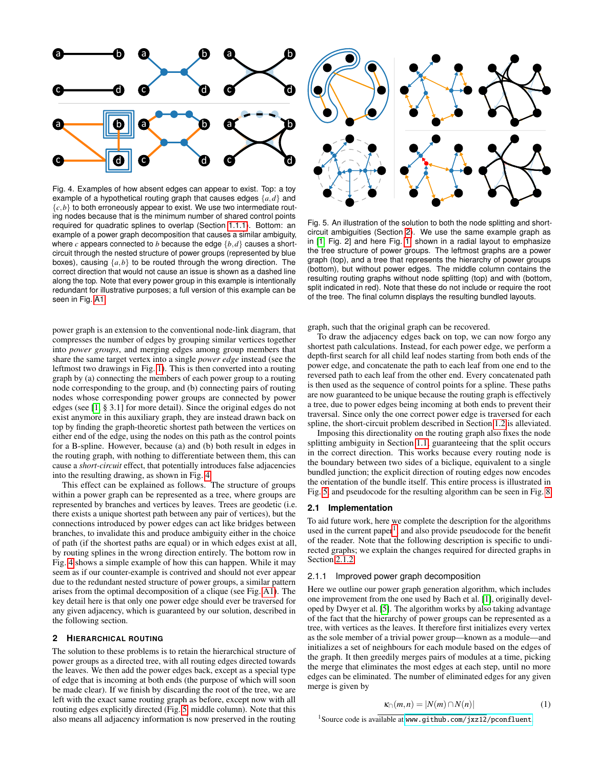Fig. 4. Examples of how absent edges can appear to exist. Top: a toy example of a hypothetical routing graph that causes edges $\{a,d\}$ and $\{c,b\}$ to both erroneously appear to exist. We use two intermediate routing nodes because that is the minimum number of shared control points required for quadratic splines to overlap (Section 1.1.1). Bottom: an example of a power graph decomposition that causes a similar ambiguity, where $c$ appears connected to $b$ because the edge $\{b,d\}$ causes a short-circuit through the nested structure of power groups (represented by blue boxes), causing $\{a,b\}$ to be routed through the wrong direction. The correct direction that would not cause an issue is shown as a dashed line along the top. Note that every power group in this example is intentionally redundant for illustrative purposes; a full version of this example can be seen in Fig. A1.

Fig. 5. An illustration of the solution to both the node splitting and short-circuit ambiguities (Section 2). We use the same example graph as in [1, Fig. 2] and here Fig. 1, shown in a radial layout to emphasize the tree structure of power groups. The leftmost graphs are a power graph (top), and a tree that represents the hierarchy of power groups (bottom), but without power edges. The middle column contains the resulting routing graphs without node splitting (top) and with (bottom, split indicated in red). Note that these do not include or require the root of the tree. The final column displays the resulting bundled layouts.

power graph is an extension to the conventional node-link diagram, that compresses the number of edges by grouping similar vertices together into *power groups*, and merging edges among group members that share the same target vertex into a single *power edge* instead (see the leftmost two drawings in Fig. 1). This is then converted into a routing graph by (a) connecting the members of each power group to a routing node corresponding to the group, and (b) connecting pairs of routing nodes whose corresponding power groups are connected by power edges (see [1, § 3.1] for more detail). Since the original edges do not exist anymore in this auxiliary graph, they are instead drawn back on top by finding the graph-theoretic shortest path between the vertices on either end of the edge, using the nodes on this path as the control points for a B-spline. However, because (a) and (b) both result in edges in the routing graph, with nothing to differentiate between them, this can cause a *short-circuit* effect, that potentially introduces false adjacencies into the resulting drawing, as shown in Fig. 4.

This effect can be explained as follows. The structure of groups within a power graph can be represented as a tree, where groups are represented by branches and vertices by leaves. Trees are geodetic (i.e. there exists a unique shortest path between any pair of vertices), but the connections introduced by power edges can act like bridges between branches, to invalidate this and produce ambiguity either in the choice of path (if the shortest paths are equal) or in which edges exist at all, by routing splines in the wrong direction entirely. The bottom row in Fig. 4 shows a simple example of how this can happen. While it may seem as if our counter-example is contrived and should not ever appear due to the redundant nested structure of power groups, a similar pattern arises from the optimal decomposition of a clique (see Fig. A1). The key detail here is that only one power edge should ever be traversed for any given adjacency, which is guaranteed by our solution, described in the following section.

## 2 Hierarchical Routing

The solution to these problems is to retain the hierarchical structure of power groups as a directed tree, with all routing edges directed towards the leaves. We then add the power edges back, except as a special type of edge that is incoming at both ends (the purpose of which will soon be made clear). If we finish by discarding the root of the tree, we are left with the exact same routing graph as before, except now with all routing edges explicitly directed (Fig. 5, middle column). Note that this also means all adjacency information is now preserved in the routing graph, such that the original graph can be recovered.

To draw the adjacency edges back on top, we can now forgo any shortest path calculations. Instead, for each power edge, we perform a depth-first search for all child leaf nodes starting from both ends of the power edge, and concatenate the path to each leaf from one end to the reversed path to each leaf from the other end. Every concatenated path is then used as the sequence of control points for a spline. These paths are now guaranteed to be unique because the routing graph is effectively a tree, due to power edges being incoming at both ends to prevent their traversal. Since only the one correct power edge is traversed for each spline, the short-circuit problem described in Section 1.2 is alleviated.

Imposing this directionality on the routing graph also fixes the node splitting ambiguity in Section 1.1, guaranteeing that the split occurs in the correct direction. This works because every routing node is the boundary between two sides of a biclique, equivalent to a single bundled junction; the explicit direction of routing edges now encodes the orientation of the bundle itself. This entire process is illustrated in Fig. 5, and pseudocode for the resulting algorithm can be seen in Fig. 8.

### 2.1 Implementation

To aid future work, here we complete the description for the algorithms used in the current paper[1] and also provide pseudocode for the benefit of the reader. Note that the following description is specific to undirected graphs; we explain the changes required for directed graphs in Section 2.1.2.

#### 2.1.1 Improved power graph decomposition

Here we outline our power graph generation algorithm, which includes one improvement from the one used by Bach et al. [1], originally developed by Dwyer et al. [5]. The algorithm works by also taking advantage of the fact that the hierarchy of power groups can be represented as a tree, with vertices as the leaves. It therefore first initializes every vertex as the sole member of a trivial power group—known as a module—and initializes a set of neighbours for each module based on the edges of the graph. It then greedily merges pairs of modules at a time, picking the merge that eliminates the most edges at each step, until no more edges can be eliminated. The number of eliminated edges for any given merge is given by

$$\kappa_{\cap}(m,n) = |N(m) \cap N(n)| \tag{1}$$

[1] Source code is available at www.github.com/jxz12/pconfluent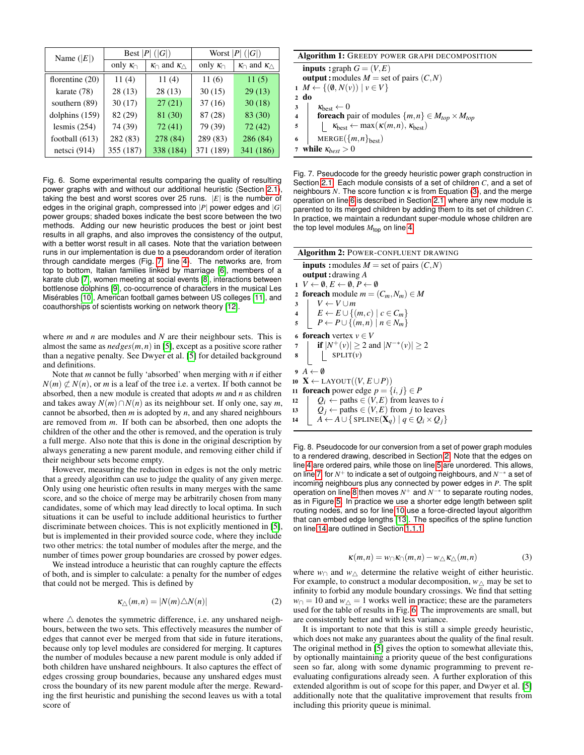| Name ($\|E\|$) | Best $\|P\|$ ($\|G\|$) | | Worst $\|P\|$ ($\|G\|$) | |
|---|---|---|---|---|
| | only $\kappa_\cap$ | $\kappa_\cap$ and $\kappa_\triangle$ | only $\kappa_\cap$ | $\kappa_\cap$ and $\kappa_\triangle$ |
| florentine (20) | 11 (4) | 11 (4) | 11 (6) | 11 (5) |
| karate (78) | 28 (13) | 28 (13) | 30 (15) | 29 (13) |
| southern (89) | 30 (17) | 27 (21) | 37 (16) | 30 (18) |
| dolphins (159) | 82 (29) | 81 (30) | 87 (28) | 83 (30) |
| lesmis (254) | 74 (39) | 72 (41) | 79 (39) | 72 (42) |
| football (613) | 282 (83) | 278 (84) | 289 (83) | 286 (84) |
| netsci (914) | 355 (187) | 338 (184) | 371 (189) | 341 (186) |

Fig. 6. Some experimental results comparing the quality of resulting power graphs with and without our additional heuristic (Section 2.1), taking the best and worst scores over 25 runs. $|E|$ is the number of edges in the original graph, compressed into $|P|$ power edges and $|G|$ power groups; shaded boxes indicate the best score between the two methods. Adding our new heuristic produces the best or joint best results in all graphs, and also improves the consistency of the output, with a better worst result in all cases. Note that the variation between runs in our implementation is due to a pseudorandom order of iteration through candidate merges (Fig. 7, line 4). The networks are, from top to bottom, Italian families linked by marriage [6], members of a karate club [7], women meeting at social events [8], interactions between bottlenose dolphins [9], co-occurrence of characters in the musical Les Misérables [10], American football games between US colleges [11], and coauthorships of scientists working on network theory [12].

where $m$ and $n$ are modules and $N$ are their neighbour sets. This is almost the same as $nedges(m,n)$ in [5], except as a positive score rather than a negative penalty. See Dwyer et al. [5] for detailed background and definitions.

Note that $m$ cannot be fully 'absorbed' when merging with $n$ if either $N(m) \not\subset N(n)$, or $m$ is a leaf of the tree i.e. a vertex. If both cannot be absorbed, then a new module is created that adopts $m$ and $n$ as children and takes away $N(m) \cap N(n)$ as its neighbour set. If only one, say $m$, cannot be absorbed, then $m$ is adopted by $n$, and any shared neighbours are removed from $m$. If both can be absorbed, then one adopts the children of the other and the other is removed, and the operation is truly a full merge. Also note that this is done in the original description by always generating a new parent module, and removing either child if their neighbour sets become empty.

However, measuring the reduction in edges is not the only metric that a greedy algorithm can use to judge the quality of any given merge. Only using one heuristic often results in many merges with the same score, and so the choice of merge may be arbitrarily chosen from many candidates, some of which may lead directly to local optima. In such situations it can be useful to include additional heuristics to further discriminate between choices. This is not explicitly mentioned in [5], but is implemented in their provided source code, where they include two other metrics: the total number of modules after the merge, and the number of times power group boundaries are crossed by power edges.

We instead introduce a heuristic that can roughly capture the effects of both, and is simpler to calculate: a penalty for the number of edges that could not be merged. This is defined by

$$\kappa_\triangle(m,n) = |N(m) \triangle N(n)| \tag{2}$$

where $\triangle$ denotes the symmetric difference, i.e. any unshared neighbours, between the two sets. This effectively measures the number of edges that cannot ever be merged from that side in future iterations, because only top level modules are considered for merging. It captures the number of modules because a new parent module is only added if both children have unshared neighbours. It also captures the effect of edges crossing group boundaries, because any unshared edges must cross the boundary of its new parent module after the merge. Rewarding the first heuristic and punishing the second leaves us with a total score of

**Algorithm 1:** Greedy power graph decomposition

```
   inputs : graph G = (V, E)
   output : modules M = set of pairs (C, N)
1  M ← {(∅, N(v)) | v ∈ V}
2  do
3      κ_best ← 0
4      foreach pair of modules {m, n} ∈ M_top × M_top
5          κ_best ← max(κ(m, n), κ_best)
6      MERGE({m, n}_best)
7  while κ_best > 0
```

Fig. 7. Pseudocode for the greedy heuristic power graph construction in Section 2.1. Each module consists of a set of children $C$, and a set of neighbours $N$. The score function $\kappa$ is from Equation (3), and the merge operation on line 6 is described in Section 2.1, where any new module is parented to its merged children by adding them to its set of children $C$. In practice, we maintain a redundant super-module whose children are the top level modules $M_{\text{top}}$ on line 4.

**Algorithm 2:** Power-confluent drawing

```
   inputs : modules M = set of pairs (C, N)
   output : drawing A
1  V ← ∅, E ← ∅, P ← ∅
2  foreach module m = (C_m, N_m) ∈ M
3      V ← V ∪ m
4      E ← E ∪ {(m, c) | c ∈ C_m}
5      P ← P ∪ {(m, n) | n ∈ N_m}
6  foreach vertex v ∈ V
7      if |N⁺(v)| ≥ 2 and |N⁻*(v)| ≥ 2
8          SPLIT(v)
9  A ← ∅
10 X ← LAYOUT((V, E ∪ P))
11 foreach power edge p = {i, j} ∈ P
12     Q_i ← paths ∈ (V, E) from leaves to i
13     Q_j ← paths ∈ (V, E) from j to leaves
14     A ← A ∪ { SPLINE(X_q) | q ∈ Q_i × Q_j }
```

Fig. 8. Pseudocode for our conversion from a set of power graph modules to a rendered drawing, described in Section 2. Note that the edges on line 4 are ordered pairs, while those on line 5 are unordered. This allows, on line 7, for $N^+$ to indicate a set of outgoing neighbours, and $N^{-*}$ a set of incoming neighbours plus any connected by power edges in $P$. The split operation on line 8 then moves $N^+$ and $N^{-*}$ to separate routing nodes, as in Figure 5. In practice we use a shorter edge length between split routing nodes, and so for line 10 use a force-directed layout algorithm that can embed edge lengths [13]. The specifics of the spline function on line 14 are outlined in Section 1.1.1.

$$\kappa(m,n) = w_\cap \kappa_\cap(m,n) - w_\triangle \kappa_\triangle(m,n) \tag{3}$$

where $w_\cap$ and $w_\triangle$ determine the relative weight of either heuristic. For example, to construct a modular decomposition, $w_\triangle$ may be set to infinity to forbid any module boundary crossings. We find that setting $w_\cap = 10$ and $w_\triangle = 1$ works well in practice; these are the parameters used for the table of results in Fig. 6. The improvements are small, but are consistently better and with less variance.

It is important to note that this is still a simple greedy heuristic, which does not make any guarantees about the quality of the final result. The original method in [5] gives the option to somewhat alleviate this, by optionally maintaining a priority queue of the best configurations seen so far, along with some dynamic programming to prevent re-evaluating configurations already seen. A further exploration of this extended algorithm is out of scope for this paper, and Dwyer et al. [5] additionally note that the qualitative improvement that results from including this priority queue is minimal.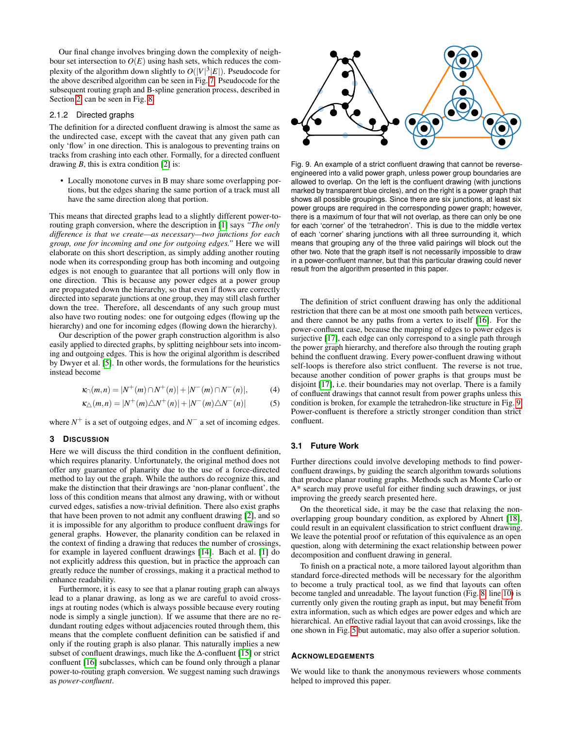Our final change involves bringing down the complexity of neighbour set intersection to $O(E)$ using hash sets, which reduces the complexity of the algorithm down slightly to $O(|V|^3|E|)$. Pseudocode for the above described algorithm can be seen in Fig. 7. Pseudocode for the subsequent routing graph and B-spline generation process, described in Section 2, can be seen in Fig. 8.

#### 2.1.2 Directed graphs

The definition for a directed confluent drawing is almost the same as the undirected case, except with the caveat that any given path can only 'flow' in one direction. This is analogous to preventing trains on tracks from crashing into each other. Formally, for a directed confluent drawing $B$, this is extra condition [2] is:

- Locally monotone curves in B may share some overlapping portions, but the edges sharing the same portion of a track must all have the same direction along that portion.

This means that directed graphs lead to a slightly different power-to-routing graph conversion, where the description in [1] says *"The only difference is that we create—as necessary—two junctions for each group, one for incoming and one for outgoing edges."* Here we will elaborate on this short description, as simply adding another routing node when its corresponding group has both incoming and outgoing edges is not enough to guarantee that all portions will only flow in one direction. This is because any power edges at a power group are propagated down the hierarchy, so that even if flows are correctly directed into separate junctions at one group, they may still clash further down the tree. Therefore, all descendants of any such group must also have two routing nodes: one for outgoing edges (flowing up the hierarchy) and one for incoming edges (flowing down the hierarchy).

Our description of the power graph construction algorithm is also easily applied to directed graphs, by splitting neighbour sets into incoming and outgoing edges. This is how the original algorithm is described by Dwyer et al. [5]. In other words, the formulations for the heuristics instead become

$$\kappa_{\cap}(m,n) = |N^+(m) \cap N^+(n)| + |N^-(m) \cap N^-(n)|, \tag{4}$$

$$\kappa_{\triangle}(m,n) = |N^+(m) \triangle N^+(n)| + |N^-(m) \triangle N^-(n)| \tag{5}$$

where $N^+$ is a set of outgoing edges, and $N^-$ a set of incoming edges.

## 3 Discussion

Here we will discuss the third condition in the confluent definition, which requires planarity. Unfortunately, the original method does not offer any guarantee of planarity due to the use of a force-directed method to lay out the graph. While the authors do recognize this, and make the distinction that their drawings are 'non-planar confluent', the loss of this condition means that almost any drawing, with or without curved edges, satisfies a now-trivial definition. There also exist graphs that have been proven to not admit any confluent drawing [2], and so it is impossible for any algorithm to produce confluent drawings for general graphs. However, the planarity condition can be relaxed in the context of finding a drawing that reduces the number of crossings, for example in layered confluent drawings [14]. Bach et al. [1] do not explicitly address this question, but in practice the approach can greatly reduce the number of crossings, making it a practical method to enhance readability.

Furthermore, it is easy to see that a planar routing graph can always lead to a planar drawing, as long as we are careful to avoid crossings at routing nodes (which is always possible because every routing node is simply a single junction). If we assume that there are no redundant routing edges without adjacencies routed through them, this means that the complete confluent definition can be satisfied if and only if the routing graph is also planar. This naturally implies a new subset of confluent drawings, much like the Δ-confluent [15] or strict confluent [16] subclasses, which can be found only through a planar power-to-routing graph conversion. We suggest naming such drawings as *power-confluent*.

Fig. 9. An example of a strict confluent drawing that cannot be reverse-engineered into a valid power graph, unless power group boundaries are allowed to overlap. On the left is the confluent drawing (with junctions marked by transparent blue circles), and on the right is a power graph that shows all possible groupings. Since there are six junctions, at least six power groups are required in the corresponding power graph; however, there is a maximum of four that will not overlap, as there can only be one for each 'corner' of the 'tetrahedron'. This is due to the middle vertex of each 'corner' sharing junctions with all three surrounding it, which means that grouping any of the three valid pairings will block out the other two. Note that the graph itself is not necessarily impossible to draw in a power-confluent manner, but that this particular drawing could never result from the algorithm presented in this paper.

The definition of strict confluent drawing has only the additional restriction that there can be at most one smooth path between vertices, and there cannot be any paths from a vertex to itself [16]. For the power-confluent case, because the mapping of edges to power edges is surjective [17], each edge can only correspond to a single path through the power graph hierarchy, and therefore also through the routing graph behind the confluent drawing. Every power-confluent drawing without self-loops is therefore also strict confluent. The reverse is not true, because another condition of power graphs is that groups must be disjoint [17], i.e. their boundaries may not overlap. There is a family of confluent drawings that cannot result from power graphs unless this condition is broken, for example the tetrahedron-like structure in Fig. 9. Power-confluent is therefore a strictly stronger condition than strict confluent.

### 3.1 Future Work

Further directions could involve developing methods to find power-confluent drawings, by guiding the search algorithm towards solutions that produce planar routing graphs. Methods such as Monte Carlo or A* search may prove useful for either finding such drawings, or just improving the greedy search presented here.

On the theoretical side, it may be the case that relaxing the non-overlapping group boundary condition, as explored by Ahnert [18], could result in an equivalent classification to strict confluent drawing. We leave the potential proof or refutation of this equivalence as an open question, along with determining the exact relationship between power decomposition and confluent drawing in general.

To finish on a practical note, a more tailored layout algorithm than standard force-directed methods will be necessary for the algorithm to become a truly practical tool, as we find that layouts can often become tangled and unreadable. The layout function (Fig. 8, line 10) is currently only given the routing graph as input, but may benefit from extra information, such as which edges are power edges and which are hierarchical. An effective radial layout that can avoid crossings, like the one shown in Fig. 5 but automatic, may also offer a superior solution.

## Acknowledgements

We would like to thank the anonymous reviewers whose comments helped to improved this paper.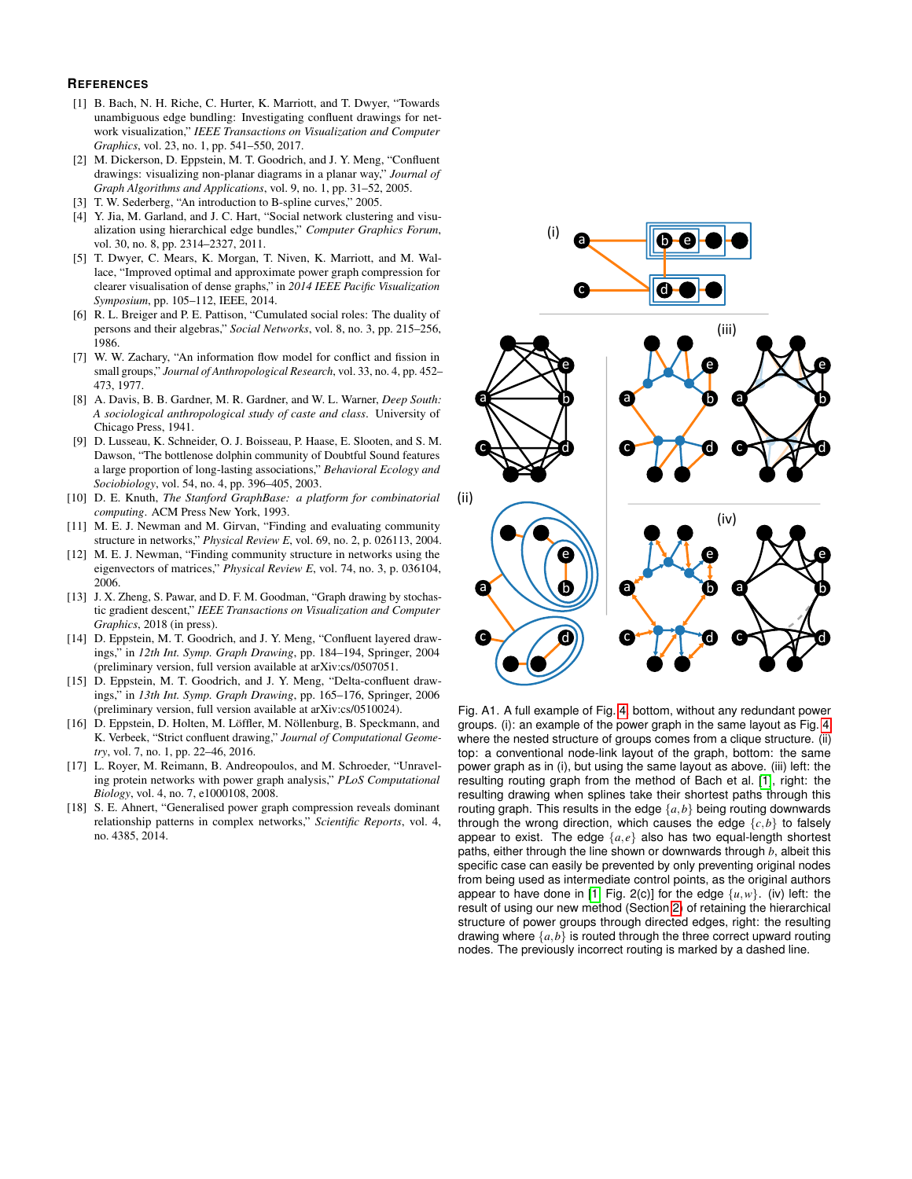## References

[1] B. Bach, N. H. Riche, C. Hurter, K. Marriott, and T. Dwyer, "Towards unambiguous edge bundling: Investigating confluent drawings for network visualization," *IEEE Transactions on Visualization and Computer Graphics*, vol. 23, no. 1, pp. 541–550, 2017.

[2] M. Dickerson, D. Eppstein, M. T. Goodrich, and J. Y. Meng, "Confluent drawings: visualizing non-planar diagrams in a planar way," *Journal of Graph Algorithms and Applications*, vol. 9, no. 1, pp. 31–52, 2005.

[3] T. W. Sederberg, "An introduction to B-spline curves," 2005.

[4] Y. Jia, M. Garland, and J. C. Hart, "Social network clustering and visualization using hierarchical edge bundles," *Computer Graphics Forum*, vol. 30, no. 8, pp. 2314–2327, 2011.

[5] T. Dwyer, C. Mears, K. Morgan, T. Niven, K. Marriott, and M. Wallace, "Improved optimal and approximate power graph compression for clearer visualisation of dense graphs," in *2014 IEEE Pacific Visualization Symposium*, pp. 105–112, IEEE, 2014.

[6] R. L. Breiger and P. E. Pattison, "Cumulated social roles: The duality of persons and their algebras," *Social Networks*, vol. 8, no. 3, pp. 215–256, 1986.

[7] W. W. Zachary, "An information flow model for conflict and fission in small groups," *Journal of Anthropological Research*, vol. 33, no. 4, pp. 452–473, 1977.

[8] A. Davis, B. B. Gardner, M. R. Gardner, and W. L. Warner, *Deep South: A sociological anthropological study of caste and class*. University of Chicago Press, 1941.

[9] D. Lusseau, K. Schneider, O. J. Boisseau, P. Haase, E. Slooten, and S. M. Dawson, "The bottlenose dolphin community of Doubtful Sound features a large proportion of long-lasting associations," *Behavioral Ecology and Sociobiology*, vol. 54, no. 4, pp. 396–405, 2003.

[10] D. E. Knuth, *The Stanford GraphBase: a platform for combinatorial computing*. ACM Press New York, 1993.

[11] M. E. J. Newman and M. Girvan, "Finding and evaluating community structure in networks," *Physical Review E*, vol. 69, no. 2, p. 026113, 2004.

[12] M. E. J. Newman, "Finding community structure in networks using the eigenvectors of matrices," *Physical Review E*, vol. 74, no. 3, p. 036104, 2006.

[13] J. X. Zheng, S. Pawar, and D. F. M. Goodman, "Graph drawing by stochastic gradient descent," *IEEE Transactions on Visualization and Computer Graphics*, 2018 (in press).

[14] D. Eppstein, M. T. Goodrich, and J. Y. Meng, "Confluent layered drawings," in *12th Int. Symp. Graph Drawing*, pp. 184–194, Springer, 2004 (preliminary version, full version available at arXiv:cs/0507051.

[15] D. Eppstein, M. T. Goodrich, and J. Y. Meng, "Delta-confluent drawings," in *13th Int. Symp. Graph Drawing*, pp. 165–176, Springer, 2006 (preliminary version, full version available at arXiv:cs/0510024).

[16] D. Eppstein, D. Holten, M. Löffler, M. Nöllenburg, B. Speckmann, and K. Verbeek, "Strict confluent drawing," *Journal of Computational Geometry*, vol. 7, no. 1, pp. 22–46, 2016.

[17] L. Royer, M. Reimann, B. Andreopoulos, and M. Schroeder, "Unraveling protein networks with power graph analysis," *PLoS Computational Biology*, vol. 4, no. 7, e1000108, 2008.

[18] S. E. Ahnert, "Generalised power graph compression reveals dominant relationship patterns in complex networks," *Scientific Reports*, vol. 4, no. 4385, 2014.

(i)

(ii)

(iii)

(iv)

Fig. A1. A full example of Fig. 4, bottom, without any redundant power groups. (i): an example of the power graph in the same layout as Fig. 4 where the nested structure of groups comes from a clique structure. (ii) top: a conventional node-link layout of the graph, bottom: the same power graph as in (i), but using the same layout as above. (iii) left: the resulting routing graph from the method of Bach et al. [1], right: the resulting drawing when splines take their shortest paths through this routing graph. This results in the edge $\{a,b\}$ being routing downwards through the wrong direction, which causes the edge $\{c,b\}$ to falsely appear to exist. The edge $\{a,e\}$ also has two equal-length shortest paths, either through the line shown or downwards through $b$, albeit this specific case can easily be prevented by only preventing original nodes from being used as intermediate control points, as the original authors appear to have done in [1, Fig. 2(c)] for the edge $\{u,w\}$. (iv) left: the result of using our new method (Section 2) of retaining the hierarchical structure of power groups through directed edges, right: the resulting drawing where $\{a,b\}$ is routed through the three correct upward routing nodes. The previously incorrect routing is marked by a dashed line.